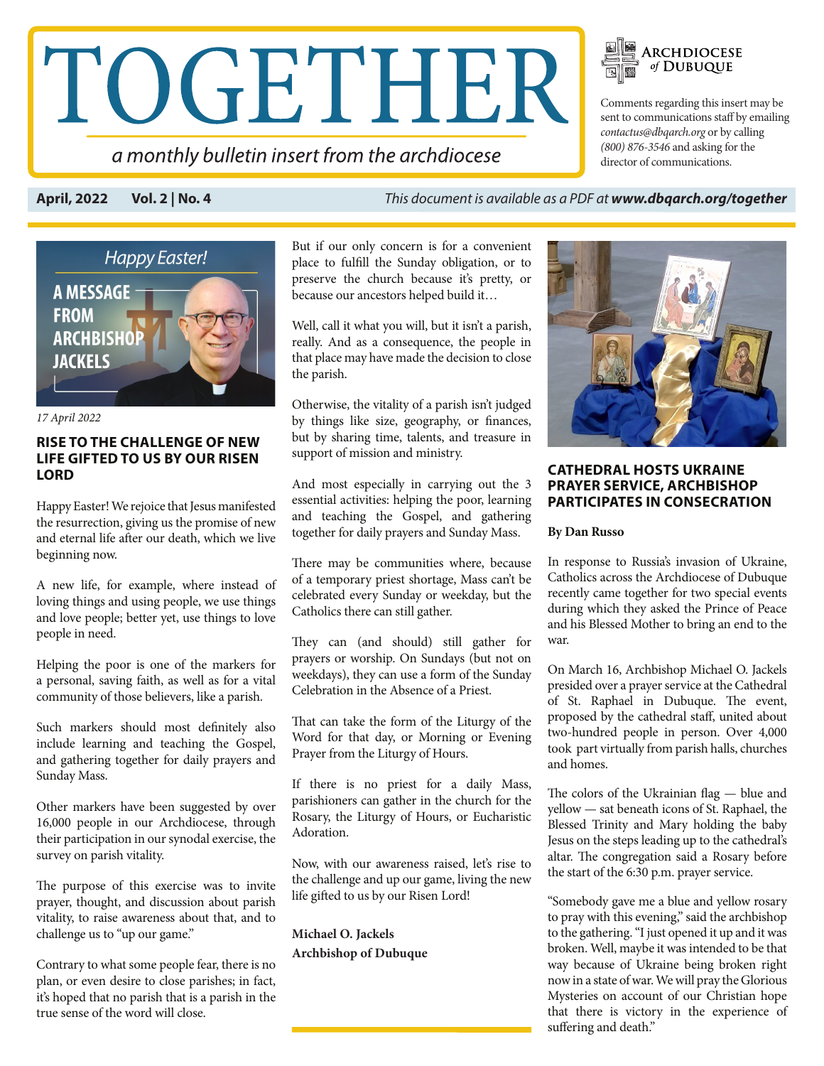# TOGETHER

*a monthly bulletin insert from the archdiocese*

Archdiocese *of* Dubuque

Comments regarding this insert may be sent to communications staff by emailing *contactus@dbqarch.org* or by calling *(800) 876-3546* and asking for the director of communications.

**April, 2022** **Vol. 2 | No. 4** *This document is available as a PDF at* ***www.dbqarch.org/together***

*Happy Easter!*

**A MESSAGE FROM ARCHBISHOP JACKELS**

*17 April 2022*

## RISE TO THE CHALLENGE OF NEW LIFE GIFTED TO US BY OUR RISEN LORD

Happy Easter! We rejoice that Jesus manifested the resurrection, giving us the promise of new and eternal life after our death, which we live beginning now.

A new life, for example, where instead of loving things and using people, we use things and love people; better yet, use things to love people in need.

Helping the poor is one of the markers for a personal, saving faith, as well as for a vital community of those believers, like a parish.

Such markers should most definitely also include learning and teaching the Gospel, and gathering together for daily prayers and Sunday Mass.

Other markers have been suggested by over 16,000 people in our Archdiocese, through their participation in our synodal exercise, the survey on parish vitality.

The purpose of this exercise was to invite prayer, thought, and discussion about parish vitality, to raise awareness about that, and to challenge us to "up our game."

Contrary to what some people fear, there is no plan, or even desire to close parishes; in fact, it's hoped that no parish that is a parish in the true sense of the word will close.

But if our only concern is for a convenient place to fulfill the Sunday obligation, or to preserve the church because it's pretty, or because our ancestors helped build it…

Well, call it what you will, but it isn't a parish, really. And as a consequence, the people in that place may have made the decision to close the parish.

Otherwise, the vitality of a parish isn't judged by things like size, geography, or finances, but by sharing time, talents, and treasure in support of mission and ministry.

And most especially in carrying out the 3 essential activities: helping the poor, learning and teaching the Gospel, and gathering together for daily prayers and Sunday Mass.

There may be communities where, because of a temporary priest shortage, Mass can't be celebrated every Sunday or weekday, but the Catholics there can still gather.

They can (and should) still gather for prayers or worship. On Sundays (but not on weekdays), they can use a form of the Sunday Celebration in the Absence of a Priest.

That can take the form of the Liturgy of the Word for that day, or Morning or Evening Prayer from the Liturgy of Hours.

If there is no priest for a daily Mass, parishioners can gather in the church for the Rosary, the Liturgy of Hours, or Eucharistic Adoration.

Now, with our awareness raised, let's rise to the challenge and up our game, living the new life gifted to us by our Risen Lord!

**Michael O. Jackels**
**Archbishop of Dubuque**

## CATHEDRAL HOSTS UKRAINE PRAYER SERVICE, ARCHBISHOP PARTICIPATES IN CONSECRATION

**By Dan Russo**

In response to Russia's invasion of Ukraine, Catholics across the Archdiocese of Dubuque recently came together for two special events during which they asked the Prince of Peace and his Blessed Mother to bring an end to the war.

On March 16, Archbishop Michael O. Jackels presided over a prayer service at the Cathedral of St. Raphael in Dubuque. The event, proposed by the cathedral staff, united about two-hundred people in person. Over 4,000 took part virtually from parish halls, churches and homes.

The colors of the Ukrainian flag — blue and yellow — sat beneath icons of St. Raphael, the Blessed Trinity and Mary holding the baby Jesus on the steps leading up to the cathedral's altar. The congregation said a Rosary before the start of the 6:30 p.m. prayer service.

"Somebody gave me a blue and yellow rosary to pray with this evening," said the archbishop to the gathering. "I just opened it up and it was broken. Well, maybe it was intended to be that way because of Ukraine being broken right now in a state of war. We will pray the Glorious Mysteries on account of our Christian hope that there is victory in the experience of suffering and death."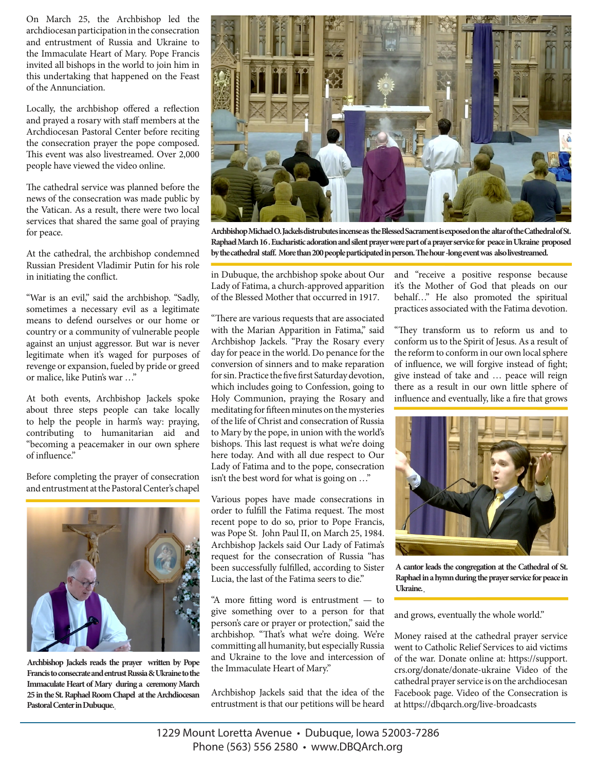On March 25, the Archbishop led the archdiocesan participation in the consecration and entrustment of Russia and Ukraine to the Immaculate Heart of Mary. Pope Francis invited all bishops in the world to join him in this undertaking that happened on the Feast of the Annunciation.

Locally, the archbishop offered a reflection and prayed a rosary with staff members at the Archdiocesan Pastoral Center before reciting the consecration prayer the pope composed. This event was also livestreamed. Over 2,000 people have viewed the video online.

The cathedral service was planned before the news of the consecration was made public by the Vatican. As a result, there were two local services that shared the same goal of praying for peace.

At the cathedral, the archbishop condemned Russian President Vladimir Putin for his role in initiating the conflict.

"War is an evil," said the archbishop. "Sadly, sometimes a necessary evil as a legitimate means to defend ourselves or our home or country or a community of vulnerable people against an unjust aggressor. But war is never legitimate when it's waged for purposes of revenge or expansion, fueled by pride or greed or malice, like Putin's war …"

At both events, Archbishop Jackels spoke about three steps people can take locally to help the people in harm's way: praying, contributing to humanitarian aid and "becoming a peacemaker in our own sphere of influence."

Before completing the prayer of consecration and entrustment at the Pastoral Center's chapel in Dubuque, the archbishop spoke about Our Lady of Fatima, a church-approved apparition of the Blessed Mother that occurred in 1917.

**Archbishop Michael O. Jackels distrubutes incense as the Blessed Sacrament is exposed on the altar of the Cathedral of St. Raphael March 16 . Eucharistic adoration and silent prayer were part of a prayer service for peace in Ukraine proposed by the cathedral staff. More than 200 people participated in person. The hour -long event was also livestreamed.**

"There are various requests that are associated with the Marian Apparition in Fatima," said Archbishop Jackels. "Pray the Rosary every day for peace in the world. Do penance for the conversion of sinners and to make reparation for sin. Practice the five first Saturday devotion, which includes going to Confession, going to Holy Communion, praying the Rosary and meditating for fifteen minutes on the mysteries of the life of Christ and consecration of Russia to Mary by the pope, in union with the world's bishops. This last request is what we're doing here today. And with all due respect to Our Lady of Fatima and to the pope, consecration isn't the best word for what is going on …"

Various popes have made consecrations in order to fulfill the Fatima request. The most recent pope to do so, prior to Pope Francis, was Pope St. John Paul II, on March 25, 1984. Archbishop Jackels said Our Lady of Fatima's request for the consecration of Russia "has been successfully fulfilled, according to Sister Lucia, the last of the Fatima seers to die."

"A more fitting word is entrustment — to give something over to a person for that person's care or prayer or protection," said the archbishop. "That's what we're doing. We're committing all humanity, but especially Russia and Ukraine to the love and intercession of the Immaculate Heart of Mary."

Archbishop Jackels said that the idea of the entrustment is that our petitions will be heard and "receive a positive response because it's the Mother of God that pleads on our behalf…" He also promoted the spiritual practices associated with the Fatima devotion.

"They transform us to reform us and to conform us to the Spirit of Jesus. As a result of the reform to conform in our own local sphere of influence, we will forgive instead of fight; give instead of take and … peace will reign there as a result in our own little sphere of influence and eventually, like a fire that grows and grows, eventually the whole world."

**Archbishop Jackels reads the prayer written by Pope Francis to consecrate and entrust Russia & Ukraine to the Immaculate Heart of Mary during a ceremony March 25 in the St. Raphael Room Chapel at the Archdiocesan Pastoral Center in Dubuque.**

**A cantor leads the congregation at the Cathedral of St. Raphael in a hymn during the prayer service for peace in Ukraine.**

Money raised at the cathedral prayer service went to Catholic Relief Services to aid victims of the war. Donate online at: https://support.crs.org/donate/donate-ukraine Video of the cathedral prayer service is on the archdiocesan Facebook page. Video of the Consecration is at https://dbqarch.org/live-broadcasts

1229 Mount Loretta Avenue • Dubuque, Iowa 52003-7286
Phone (563) 556 2580 • www.DBQArch.org